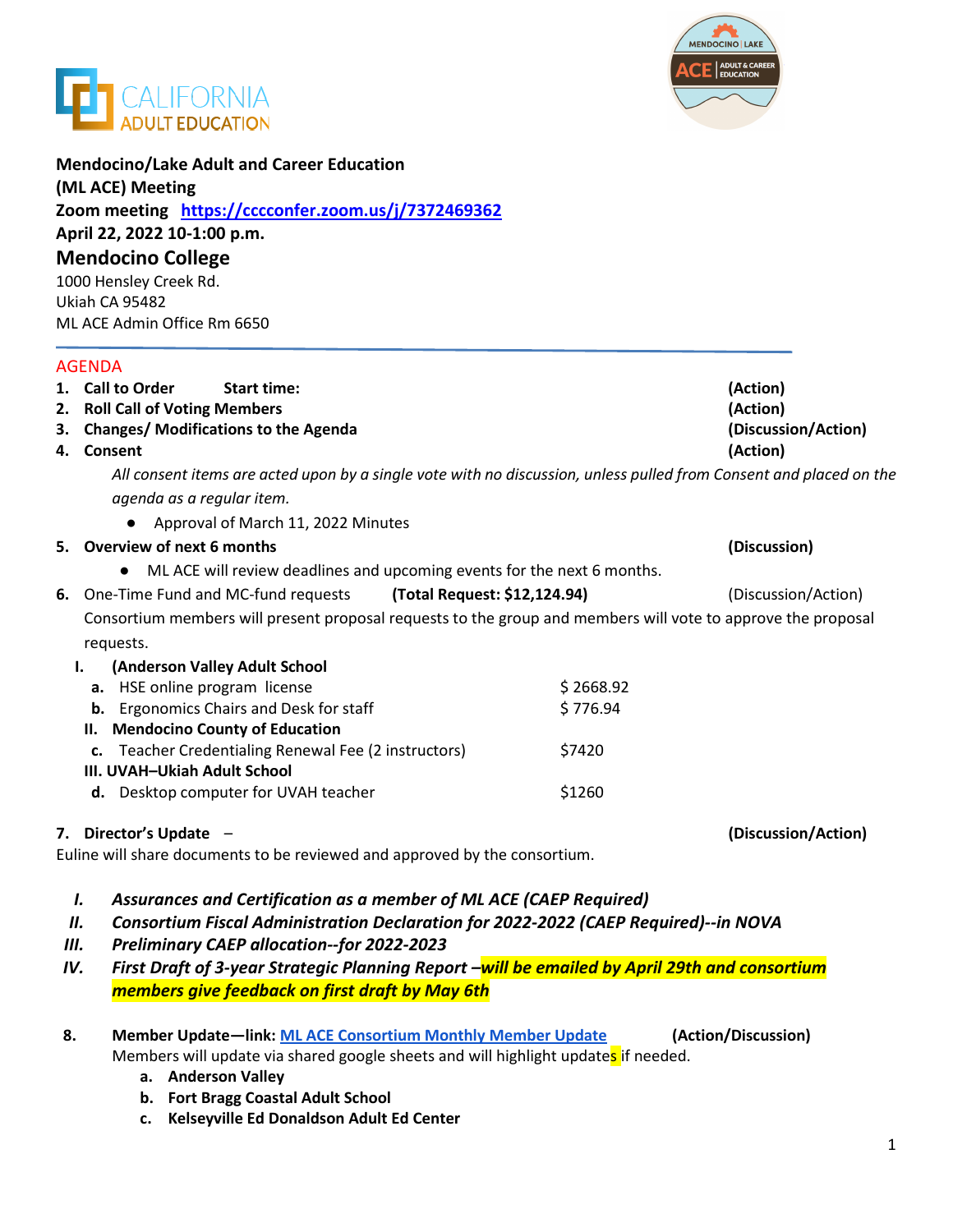**Mendocino/Lake Adult and Career Education (ML ACE) Meeting**
**Zoom meeting** [https://cccconfer.zoom.us/j/7372469362](https://cccconfer.zoom.us/j/7372469362)
**April 22, 2022 10-1:00 p.m.**

**Mendocino College**
1000 Hensley Creek Rd.
Ukiah CA 95482
ML ACE Admin Office Rm 6650

## AGENDA

1. **Call to Order Start time:** **(Action)**
2. **Roll Call of Voting Members** **(Action)**
3. **Changes/ Modifications to the Agenda** **(Discussion/Action)**
4. **Consent** **(Action)**

   *All consent items are acted upon by a single vote with no discussion, unless pulled from Consent and placed on the agenda as a regular item.*

   - Approval of March 11, 2022 Minutes

5. **Overview of next 6 months** **(Discussion)**
   - ML ACE will review deadlines and upcoming events for the next 6 months.

6. One-Time Fund and MC-fund requests **(Total Request: $12,124.94)** (Discussion/Action)

   Consortium members will present proposal requests to the group and members will vote to approve the proposal requests.

   I. **(Anderson Valley Adult School**
      a. HSE online program license $ 2668.92
      b. Ergonomics Chairs and Desk for staff $ 776.94

   II. **Mendocino County of Education**
      c. Teacher Credentialing Renewal Fee (2 instructors) $7420

   III. **UVAH–Ukiah Adult School**
      d. Desktop computer for UVAH teacher $1260

7. **Director's Update** – **(Discussion/Action)**

Euline will share documents to be reviewed and approved by the consortium.

   I. ***Assurances and Certification as a member of ML ACE (CAEP Required)***
   II. ***Consortium Fiscal Administration Declaration for 2022-2022 (CAEP Required)--in NOVA***
   III. ***Preliminary CAEP allocation--for 2022-2023***
   IV. ***First Draft of 3-year Strategic Planning Report –will be emailed by April 29th and consortium members give feedback on first draft by May 6th***

8. **Member Update—link:** [ML ACE Consortium Monthly Member Update]() **(Action/Discussion)**

   Members will update via shared google sheets and will highlight updates if needed.

   a. **Anderson Valley**
   b. **Fort Bragg Coastal Adult School**
   c. **Kelseyville Ed Donaldson Adult Ed Center**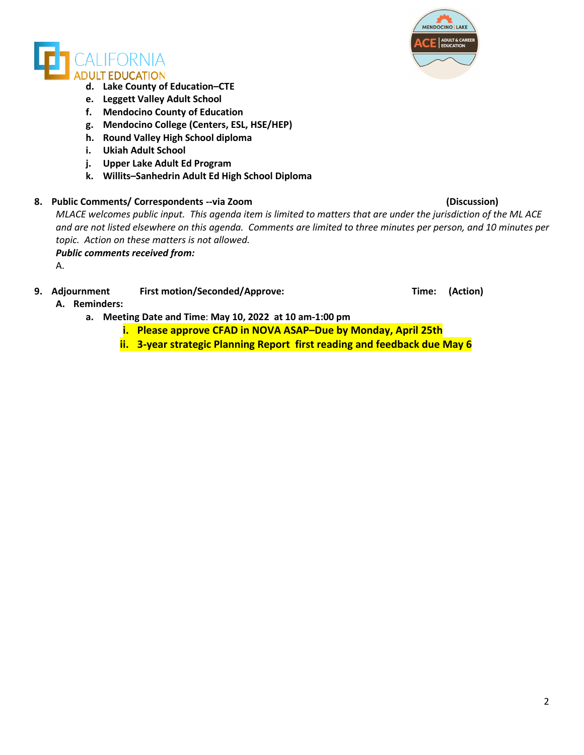d. **Lake County of Education–CTE**
e. **Leggett Valley Adult School**
f. **Mendocino County of Education**
g. **Mendocino College (Centers, ESL, HSE/HEP)**
h. **Round Valley High School diploma**
i. **Ukiah Adult School**
j. **Upper Lake Adult Ed Program**
k. **Willits–Sanhedrin Adult Ed High School Diploma**

**8. Public Comments/ Correspondents --via Zoom (Discussion)**

*MLACE welcomes public input. This agenda item is limited to matters that are under the jurisdiction of the ML ACE and are not listed elsewhere on this agenda. Comments are limited to three minutes per person, and 10 minutes per topic. Action on these matters is not allowed.*

***Public comments received from:***

A.

**9. Adjournment First motion/Seconded/Approve: Time: (Action)**

**A. Reminders:**

a. **Meeting Date and Time**: **May 10, 2022 at 10 am-1:00 pm**

i. **Please approve CFAD in NOVA ASAP–Due by Monday, April 25th**

ii. **3-year strategic Planning Report first reading and feedback due May 6**